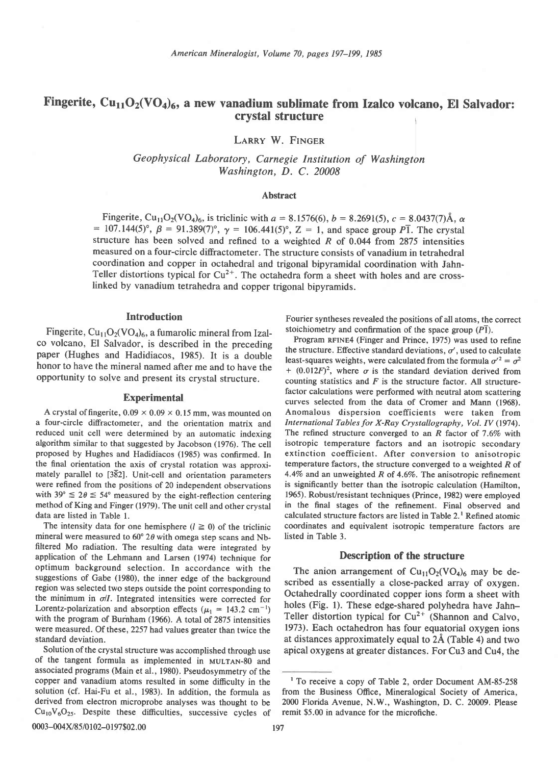# Fingerite, $Cu_{11}O_2(VO_4)_6$, a new vanadium sublimate from Izalco volcano, El Salvador: crystal structure

LARRY W. FINGER

*Geophysical Laboratory, Carnegie Institution of Washington*
*Washington, D. C. 20008*

## Abstract

Fingerite, $Cu_{11}O_2(VO_4)_6$, is triclinic with $a = 8.1576(6)$, $b = 8.2691(5)$, $c = 8.0437(7)$Å, $\alpha = 107.144(5)°$, $\beta = 91.389(7)°$, $\gamma = 106.441(5)°$, Z = 1, and space group $P\bar{1}$. The crystal structure has been solved and refined to a weighted $R$ of 0.044 from 2875 intensities measured on a four-circle diffractometer. The structure consists of vanadium in tetrahedral coordination and copper in octahedral and trigonal bipyramidal coordination with Jahn-Teller distortions typical for $Cu^{2+}$. The octahedra form a sheet with holes and are cross-linked by vanadium tetrahedra and copper trigonal bipyramids.

## Introduction

Fingerite, $Cu_{11}O_2(VO_4)_6$, a fumarolic mineral from Izalco volcano, El Salvador, is described in the preceding paper (Hughes and Hadidiacos, 1985). It is a double honor to have the mineral named after me and to have the opportunity to solve and present its crystal structure.

## Experimental

A crystal of fingerite, 0.09 × 0.09 × 0.15 mm, was mounted on a four-circle diffractometer, and the orientation matrix and reduced unit cell were determined by an automatic indexing algorithm similar to that suggested by Jacobson (1976). The cell proposed by Hughes and Hadidiacos (1985) was confirmed. In the final orientation the axis of crystal rotation was approximately parallel to [3$\bar{8}$2]. Unit-cell and orientation parameters were refined from the positions of 20 independent observations with $39° \leq 2\theta \leq 54°$ measured by the eight-reflection centering method of King and Finger (1979). The unit cell and other crystal data are listed in Table 1.

The intensity data for one hemisphere ($l \geq 0$) of the triclinic mineral were measured to 60° $2\theta$ with omega step scans and Nb-filtered Mo radiation. The resulting data were integrated by application of the Lehmann and Larsen (1974) technique for optimum background selection. In accordance with the suggestions of Gabe (1980), the inner edge of the background region was selected two steps outside the point corresponding to the minimum in $\sigma/I$. Integrated intensities were corrected for Lorentz-polarization and absorption effects ($\mu_l = 143.2$ cm$^{-1}$) with the program of Burnham (1966). A total of 2875 intensities were measured. Of these, 2257 had values greater than twice the standard deviation.

Solution of the crystal structure was accomplished through use of the tangent formula as implemented in MULTAN-80 and associated programs (Main et al., 1980). Pseudosymmetry of the copper and vanadium atoms resulted in some difficulty in the solution (cf. Hai-Fu et al., 1983). In addition, the formula as derived from electron microprobe analyses was thought to be $Cu_{10}V_6O_{25}$. Despite these difficulties, successive cycles of Fourier syntheses revealed the positions of all atoms, the correct stoichiometry and confirmation of the space group ($P\bar{1}$).

Program RFINE4 (Finger and Prince, 1975) was used to refine the structure. Effective standard deviations, $\sigma'$, used to calculate least-squares weights, were calculated from the formula $\sigma'^2 = \sigma^2 + (0.012F)^2$, where $\sigma$ is the standard deviation derived from counting statistics and $F$ is the structure factor. All structure-factor calculations were performed with neutral atom scattering curves selected from the data of Cromer and Mann (1968). Anomalous dispersion coefficients were taken from *International Tables for X-Ray Crystallography, Vol. IV* (1974). The refined structure converged to an $R$ factor of 7.6% with isotropic temperature factors and an isotropic secondary extinction coefficient. After conversion to anisotropic temperature factors, the structure converged to a weighted $R$ of 4.4% and an unweighted $R$ of 4.6%. The anisotropic refinement is significantly better than the isotropic calculation (Hamilton, 1965). Robust/resistant techniques (Prince, 1982) were employed in the final stages of the refinement. Final observed and calculated structure factors are listed in Table 2.[1] Refined atomic coordinates and equivalent isotropic temperature factors are listed in Table 3.

## Description of the structure

The anion arrangement of $Cu_{11}O_2(VO_4)_6$ may be described as essentially a close-packed array of oxygen. Octahedrally coordinated copper ions form a sheet with holes (Fig. 1). These edge-shared polyhedra have Jahn–Teller distortion typical for $Cu^{2+}$ (Shannon and Calvo, 1973). Each octahedron has four equatorial oxygen ions at distances approximately equal to 2Å (Table 4) and two apical oxygens at greater distances. For Cu3 and Cu4, the

[1] To receive a copy of Table 2, order Document AM-85-258 from the Business Office, Mineralogical Society of America, 2000 Florida Avenue, N.W., Washington, D. C. 20009. Please remit $5.00 in advance for the microfiche.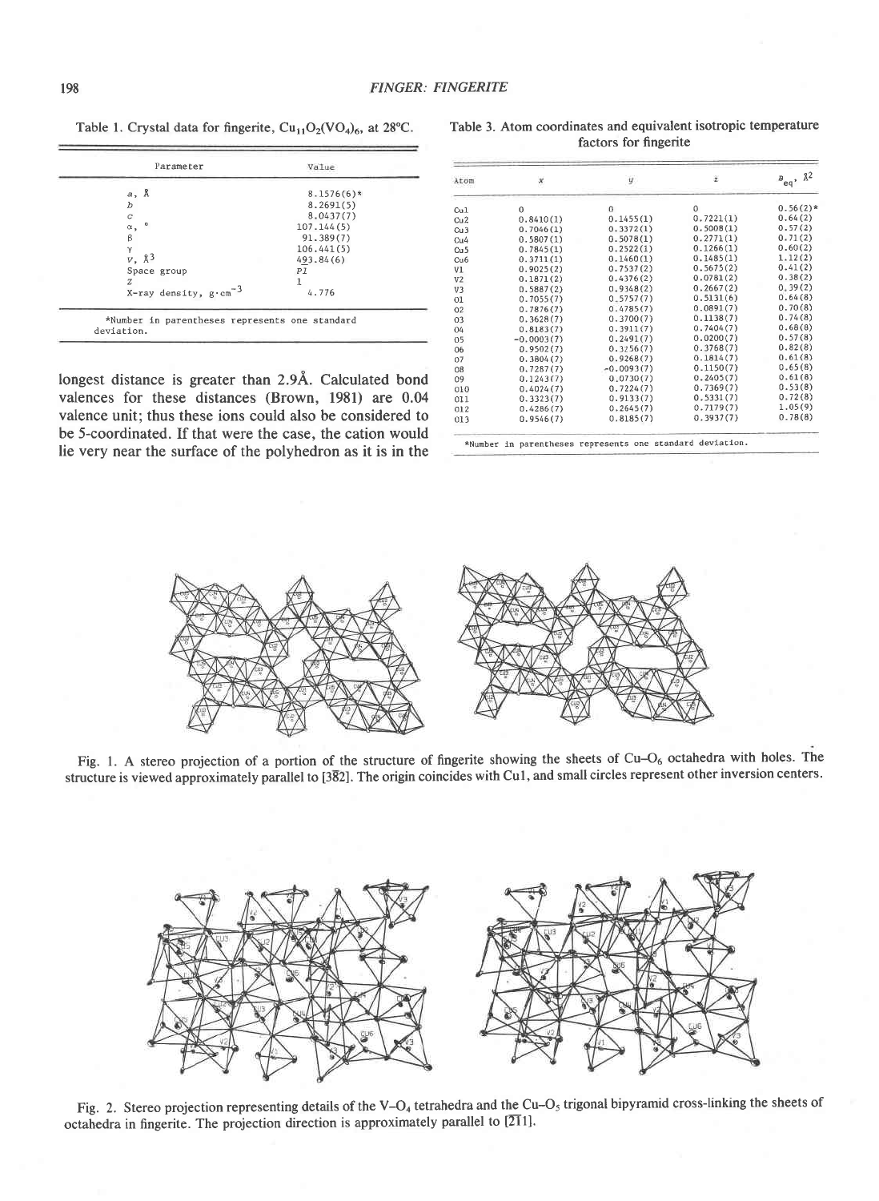Table 1. Crystal data for fingerite, $Cu_{11}O_2(VO_4)_6$, at 28°C.

| Parameter | Value |
|---|---|
| $a$, Å | 8.1576(6)* |
| $b$ | 8.2691(5) |
| $c$ | 8.0437(7) |
| $\alpha$, ° | 107.144(5) |
| $\beta$ | 91.389(7) |
| $\gamma$ | 106.441(5) |
| $V$, Å$^3$ | 493.84(6) |
| Space group | $P\bar{1}$ |
| $Z$ | 1 |
| X-ray density, g·cm$^{-3}$ | 4.776 |

*Number in parentheses represents one standard deviation.

longest distance is greater than 2.9Å. Calculated bond valences for these distances (Brown, 1981) are 0.04 valence unit; thus these ions could also be considered to be 5-coordinated. If that were the case, the cation would lie very near the surface of the polyhedron as it is in the

Table 3. Atom coordinates and equivalent isotropic temperature factors for fingerite

| Atom | $x$ | $y$ | $z$ | $B_{eq}$, Å$^2$ |
|---|---|---|---|---|
| Cu1 | 0 | 0 | 0 | 0.56(2)* |
| Cu2 | 0.8410(1) | 0.1455(1) | 0.7221(1) | 0.64(2) |
| Cu3 | 0.7046(1) | 0.3372(1) | 0.5008(1) | 0.57(2) |
| Cu4 | 0.5807(1) | 0.5078(1) | 0.2771(1) | 0.71(2) |
| Cu5 | 0.7845(1) | 0.2522(1) | 0.1266(1) | 0.60(2) |
| Cu6 | 0.3711(1) | 0.1460(1) | 0.1485(1) | 1.12(2) |
| V1 | 0.9025(2) | 0.7537(2) | 0.5675(2) | 0.41(2) |
| V2 | 0.1871(2) | 0.4376(2) | 0.0781(2) | 0.38(2) |
| V3 | 0.5887(2) | 0.9348(2) | 0.2667(2) | 0.39(2) |
| O1 | 0.7055(7) | 0.5757(7) | 0.5131(6) | 0.64(8) |
| O2 | 0.7876(7) | 0.4785(7) | 0.0891(7) | 0.70(8) |
| O3 | 0.3628(7) | 0.3700(7) | 0.1138(7) | 0.74(8) |
| O4 | 0.8183(7) | 0.3911(7) | 0.7404(7) | 0.68(8) |
| O5 | -0.0003(7) | 0.2491(7) | 0.0200(7) | 0.57(8) |
| O6 | 0.9502(7) | 0.3256(7) | 0.3768(7) | 0.82(8) |
| O7 | 0.3804(7) | 0.9268(7) | 0.1814(7) | 0.61(8) |
| O8 | 0.7287(7) | -0.0093(7) | 0.1150(7) | 0.65(8) |
| O9 | 0.1243(7) | 0.0730(7) | 0.2405(7) | 0.61(8) |
| O10 | 0.4024(7) | 0.7224(7) | 0.7369(7) | 0.53(8) |
| O11 | 0.3323(7) | 0.9133(7) | 0.5331(7) | 0.72(8) |
| O12 | 0.4286(7) | 0.2645(7) | 0.7179(7) | 1.05(9) |
| O13 | 0.9546(7) | 0.8185(7) | 0.3937(7) | 0.78(8) |

*Number in parentheses represents one standard deviation.

Fig. 1. A stereo projection of a portion of the structure of fingerite showing the sheets of $Cu$–$O_6$ octahedra with holes. The structure is viewed approximately parallel to [3$\bar{8}$2]. The origin coincides with Cu1, and small circles represent other inversion centers.

Fig. 2. Stereo projection representing details of the $V$–$O_4$ tetrahedra and the $Cu$–$O_5$ trigonal bipyramid cross-linking the sheets of octahedra in fingerite. The projection direction is approximately parallel to [$\bar{2}\bar{1}$1].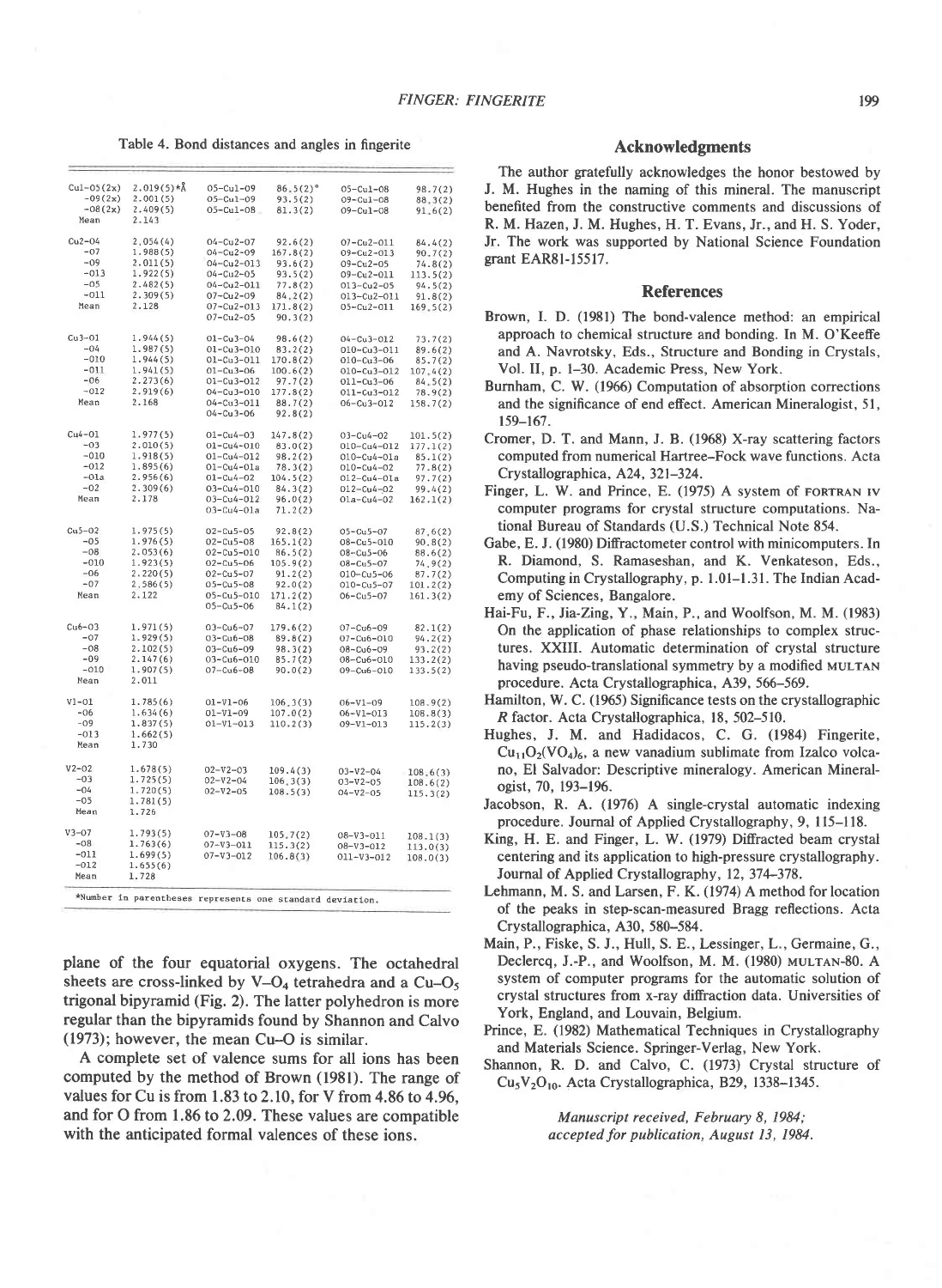Table 4. Bond distances and angles in fingerite

| | | | | | |
|---|---|---|---|---|---|
| Cu1-O5(2x) | 2.019(5)*Å | O5-Cu1-O9 | 86.5(2)° | O5-Cu1-O8 | 98.7(2) |
| -O9(2x) | 2.001(5) | O5-Cu1-O9 | 93.5(2) | O9-Cu1-O8 | 88.3(2) |
| -O8(2x) | 2.409(5) | O5-Cu1-O8 | 81.3(2) | O9-Cu1-O8 | 91.6(2) |
| Mean | 2.143 | | | | |
| Cu2-O4 | 2.054(4) | O4-Cu2-O7 | 92.6(2) | O7-Cu2-O11 | 84.4(2) |
| -O7 | 1.988(5) | O4-Cu2-O9 | 167.8(2) | O9-Cu2-O13 | 90.7(2) |
| -O9 | 2.011(5) | O4-Cu2-O13 | 93.6(2) | O9-Cu2-O5 | 74.8(2) |
| -O13 | 1.922(5) | O4-Cu2-O5 | 93.5(2) | O9-Cu2-O11 | 113.5(2) |
| -O5 | 2.482(5) | O4-Cu2-O11 | 77.8(2) | O13-Cu2-O5 | 94.5(2) |
| -O11 | 2.309(5) | O7-Cu2-O9 | 84.2(2) | O13-Cu2-O11 | 91.8(2) |
| Mean | 2.128 | O7-Cu2-O13 | 171.8(2) | O5-Cu2-O11 | 169.5(2) |
| | | O7-Cu2-O5 | 90.3(2) | | |
| Cu3-O1 | 1.944(5) | O1-Cu3-O4 | 98.6(2) | O4-Cu3-O12 | 73.7(2) |
| -O4 | 1.987(5) | O1-Cu3-O10 | 83.2(2) | O10-Cu3-O11 | 89.6(2) |
| -O10 | 1.944(5) | O1-Cu3-O11 | 170.8(2) | O10-Cu3-O6 | 85.7(2) |
| -O11 | 1.941(5) | O1-Cu3-O6 | 100.6(2) | O10-Cu3-O12 | 107.4(2) |
| -O6 | 2.273(6) | O1-Cu3-O12 | 97.7(2) | O11-Cu3-O6 | 84.5(2) |
| -O12 | 2.919(6) | O4-Cu3-O10 | 177.8(2) | O11-Cu3-O12 | 78.9(2) |
| Mean | 2.168 | O4-Cu3-O11 | 88.7(2) | O6-Cu3-O12 | 158.7(2) |
| | | O4-Cu3-O6 | 92.8(2) | | |
| Cu4-O1 | 1.977(5) | O1-Cu4-O3 | 147.8(2) | O3-Cu4-O2 | 101.5(2) |
| -O3 | 2.010(5) | O1-Cu4-O10 | 83.0(2) | O10-Cu4-O12 | 177.1(2) |
| -O10 | 1.918(5) | O1-Cu4-O12 | 98.2(2) | O10-Cu4-O1a | 85.1(2) |
| -O12 | 1.895(6) | O1-Cu4-O1a | 78.3(2) | O10-Cu4-O2 | 77.8(2) |
| -O1a | 2.956(6) | O1-Cu4-O2 | 104.5(2) | O12-Cu4-O1a | 97.7(2) |
| -O2 | 2.309(6) | O3-Cu4-O10 | 84.3(2) | O12-Cu4-O2 | 99.4(2) |
| Mean | 2.178 | O3-Cu4-O12 | 96.0(2) | O1a-Cu4-O2 | 162.1(2) |
| | | O3-Cu4-O1a | 71.2(2) | | |
| Cu5-O2 | 1.975(5) | O2-Cu5-O5 | 92.8(2) | O5-Cu5-O7 | 87.6(2) |
| -O5 | 1.976(5) | O2-Cu5-O8 | 165.1(2) | O8-Cu5-O10 | 90.8(2) |
| -O8 | 2.053(6) | O2-Cu5-O10 | 86.5(2) | O8-Cu5-O6 | 88.6(2) |
| -O10 | 1.923(5) | O2-Cu5-O6 | 105.9(2) | O8-Cu5-O7 | 74.9(2) |
| -O6 | 2.220(5) | O2-Cu5-O7 | 91.2(2) | O10-Cu5-O6 | 87.7(2) |
| -O7 | 2.586(5) | O5-Cu5-O8 | 92.0(2) | O10-Cu5-O7 | 101.2(2) |
| Mean | 2.122 | O5-Cu5-O10 | 171.2(2) | O6-Cu5-O7 | 161.3(2) |
| | | O5-Cu5-O6 | 84.1(2) | | |
| Cu6-O3 | 1.971(5) | O3-Cu6-O7 | 179.6(2) | O7-Cu6-O9 | 82.1(2) |
| -O7 | 1.929(5) | O3-Cu6-O8 | 89.8(2) | O7-Cu6-O10 | 94.2(2) |
| -O8 | 2.102(5) | O3-Cu6-O9 | 98.3(2) | O8-Cu6-O9 | 93.2(2) |
| -O9 | 2.147(6) | O3-Cu6-O10 | 85.7(2) | O8-Cu6-O10 | 133.2(2) |
| -O10 | 1.907(5) | O7-Cu6-O8 | 90.0(2) | O9-Cu6-O10 | 133.5(2) |
| Mean | 2.011 | | | | |
| V1-O1 | 1.785(6) | O1-V1-O6 | 106.3(3) | O6-V1-O9 | 108.9(2) |
| -O6 | 1.634(6) | O1-V1-O9 | 107.0(2) | O6-V1-O13 | 108.8(3) |
| -O9 | 1.837(5) | O1-V1-O13 | 110.2(3) | O9-V1-O13 | 115.2(3) |
| -O13 | 1.662(5) | | | | |
| Mean | 1.730 | | | | |
| V2-O2 | 1.678(5) | O2-V2-O3 | 109.4(3) | O3-V2-O4 | 108.6(3) |
| -O3 | 1.725(5) | O2-V2-O4 | 106.3(3) | O3-V2-O5 | 108.6(2) |
| -O4 | 1.720(5) | O2-V2-O5 | 108.5(3) | O4-V2-O5 | 115.3(2) |
| -O5 | 1.781(5) | | | | |
| Mean | 1.726 | | | | |
| V3-O7 | 1.793(5) | O7-V3-O8 | 105.7(2) | O8-V3-O11 | 108.1(3) |
| -O8 | 1.763(6) | O7-V3-O11 | 115.3(2) | O8-V3-O12 | 113.0(3) |
| -O11 | 1.699(5) | O7-V3-O12 | 106.8(3) | O11-V3-O12 | 108.0(3) |
| -O12 | 1.655(6) | | | | |
| Mean | 1.728 | | | | |

*Number in parentheses represents one standard deviation.

plane of the four equatorial oxygens. The octahedral sheets are cross-linked by $V–O_4$ tetrahedra and a $Cu–O_5$ trigonal bipyramid (Fig. 2). The latter polyhedron is more regular than the bipyramids found by Shannon and Calvo (1973); however, the mean Cu–O is similar.

A complete set of valence sums for all ions has been computed by the method of Brown (1981). The range of values for Cu is from 1.83 to 2.10, for V from 4.86 to 4.96, and for O from 1.86 to 2.09. These values are compatible with the anticipated formal valences of these ions.

## Acknowledgments

The author gratefully acknowledges the honor bestowed by J. M. Hughes in the naming of this mineral. The manuscript benefited from the constructive comments and discussions of R. M. Hazen, J. M. Hughes, H. T. Evans, Jr., and H. S. Yoder, Jr. The work was supported by National Science Foundation grant EAR81-15517.

## References

Brown, I. D. (1981) The bond-valence method: an empirical approach to chemical structure and bonding. In M. O'Keeffe and A. Navrotsky, Eds., Structure and Bonding in Crystals, Vol. II, p. 1–30. Academic Press, New York.

Burnham, C. W. (1966) Computation of absorption corrections and the significance of end effect. American Mineralogist, 51, 159–167.

Cromer, D. T. and Mann, J. B. (1968) X-ray scattering factors computed from numerical Hartree-Fock wave functions. Acta Crystallographica, A24, 321–324.

Finger, L. W. and Prince, E. (1975) A system of FORTRAN IV computer programs for crystal structure computations. National Bureau of Standards (U.S.) Technical Note 854.

Gabe, E. J. (1980) Diffractometer control with minicomputers. In R. Diamond, S. Ramaseshan, and K. Venkateson, Eds., Computing in Crystallography, p. 1.01–1.31. The Indian Academy of Sciences, Bangalore.

Hai-Fu, F., Jia-Zing, Y., Main, P., and Woolfson, M. M. (1983) On the application of phase relationships to complex structures. XXIII. Automatic determination of crystal structure having pseudo-translational symmetry by a modified MULTAN procedure. Acta Crystallographica, A39, 566–569.

Hamilton, W. C. (1965) Significance tests on the crystallographic *R* factor. Acta Crystallographica, 18, 502–510.

Hughes, J. M. and Hadidacos, C. G. (1984) Fingerite, $Cu_{11}O_2(VO_4)_6$, a new vanadium sublimate from Izalco volcano, El Salvador: Descriptive mineralogy. American Mineralogist, 70, 193–196.

Jacobson, R. A. (1976) A single-crystal automatic indexing procedure. Journal of Applied Crystallography, 9, 115–118.

King, H. E. and Finger, L. W. (1979) Diffracted beam crystal centering and its application to high-pressure crystallography. Journal of Applied Crystallography, 12, 374–378.

Lehmann, M. S. and Larsen, F. K. (1974) A method for location of the peaks in step-scan-measured Bragg reflections. Acta Crystallographica, A30, 580–584.

Main, P., Fiske, S. J., Hull, S. E., Lessinger, L., Germaine, G., Declercq, J.-P., and Woolfson, M. M. (1980) MULTAN-80. A system of computer programs for the automatic solution of crystal structures from x-ray diffraction data. Universities of York, England, and Louvain, Belgium.

Prince, E. (1982) Mathematical Techniques in Crystallography and Materials Science. Springer-Verlag, New York.

Shannon, R. D. and Calvo, C. (1973) Crystal structure of $Cu_5V_2O_{10}$. Acta Crystallographica, B29, 1338–1345.

*Manuscript received, February 8, 1984;*
*accepted for publication, August 13, 1984.*